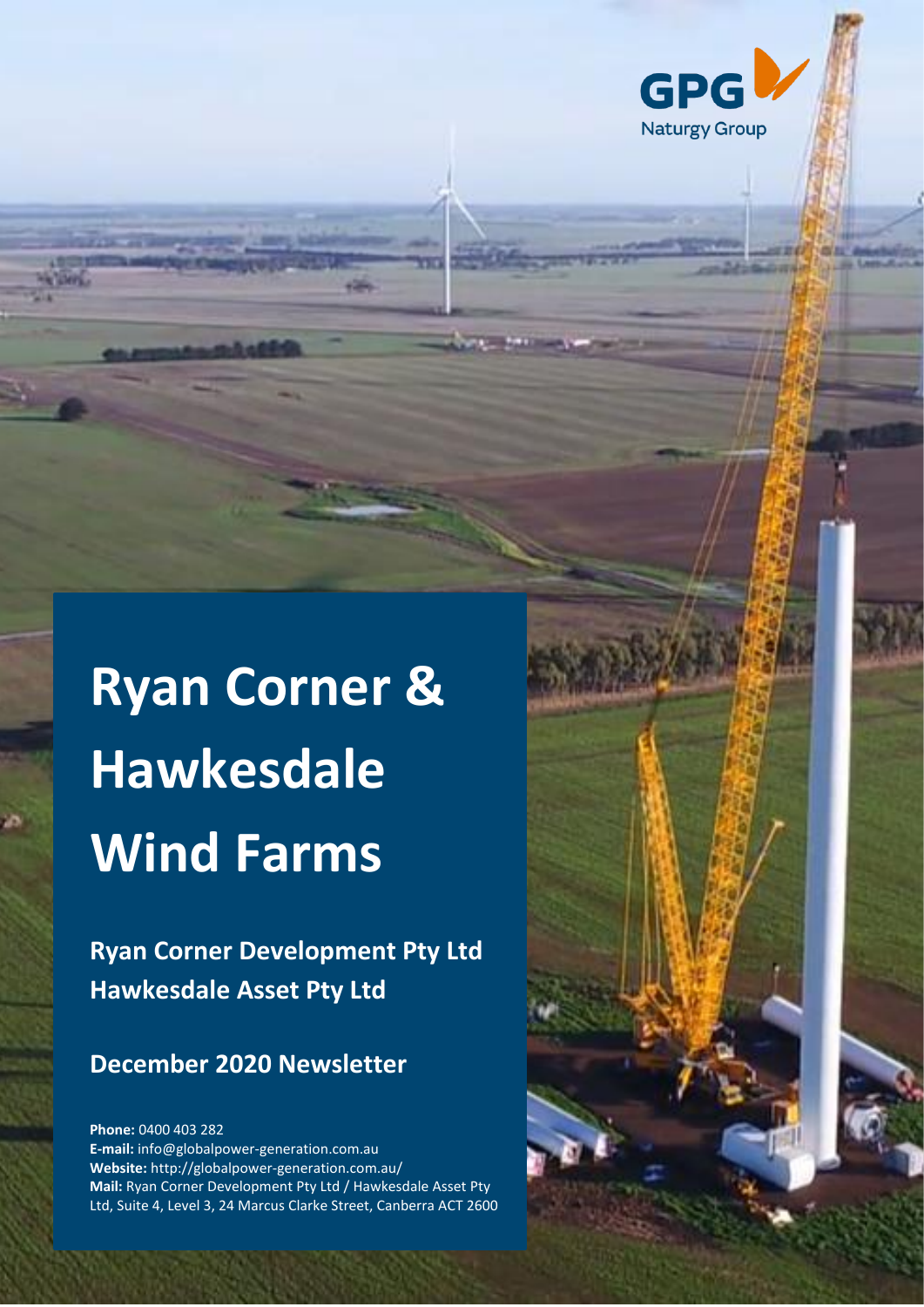GPG
Naturgy Group

# Ryan Corner & Hawkesdale Wind Farms

**Ryan Corner Development Pty Ltd**
**Hawkesdale Asset Pty Ltd**

## December 2020 Newsletter

**Phone:** 0400 403 282
**E-mail:** info@globalpower-generation.com.au
**Website:** http://globalpower-generation.com.au/
**Mail:** Ryan Corner Development Pty Ltd / Hawkesdale Asset Pty Ltd, Suite 4, Level 3, 24 Marcus Clarke Street, Canberra ACT 2600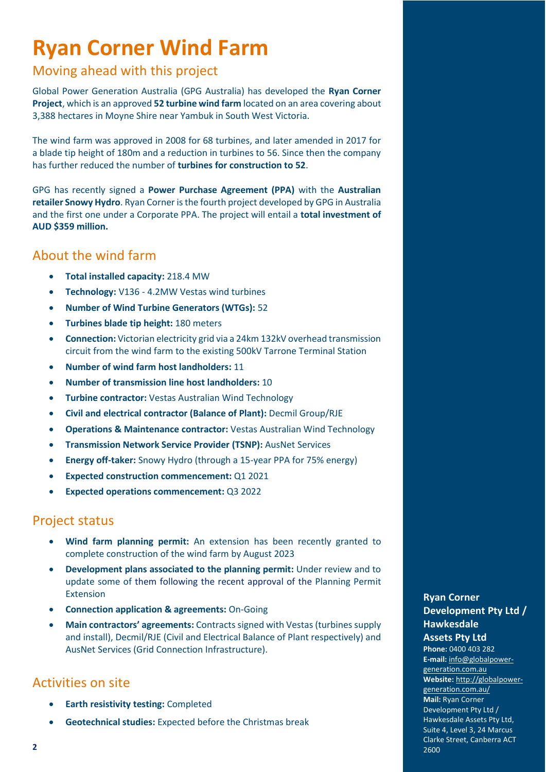# Ryan Corner Wind Farm

## Moving ahead with this project

Global Power Generation Australia (GPG Australia) has developed the **Ryan Corner Project**, which is an approved **52 turbine wind farm** located on an area covering about 3,388 hectares in Moyne Shire near Yambuk in South West Victoria.

The wind farm was approved in 2008 for 68 turbines, and later amended in 2017 for a blade tip height of 180m and a reduction in turbines to 56. Since then the company has further reduced the number of **turbines for construction to 52**.

GPG has recently signed a **Power Purchase Agreement (PPA)** with the **Australian retailer Snowy Hydro**. Ryan Corner is the fourth project developed by GPG in Australia and the first one under a Corporate PPA. The project will entail a **total investment of AUD $359 million.**

## About the wind farm

- **Total installed capacity:** 218.4 MW
- **Technology:** V136 - 4.2MW Vestas wind turbines
- **Number of Wind Turbine Generators (WTGs):** 52
- **Turbines blade tip height:** 180 meters
- **Connection:** Victorian electricity grid via a 24km 132kV overhead transmission circuit from the wind farm to the existing 500kV Tarrone Terminal Station
- **Number of wind farm host landholders:** 11
- **Number of transmission line host landholders:** 10
- **Turbine contractor:** Vestas Australian Wind Technology
- **Civil and electrical contractor (Balance of Plant):** Decmil Group/RJE
- **Operations & Maintenance contractor:** Vestas Australian Wind Technology
- **Transmission Network Service Provider (TSNP):** AusNet Services
- **Energy off-taker:** Snowy Hydro (through a 15-year PPA for 75% energy)
- **Expected construction commencement:** Q1 2021
- **Expected operations commencement:** Q3 2022

## Project status

- **Wind farm planning permit:** An extension has been recently granted to complete construction of the wind farm by August 2023
- **Development plans associated to the planning permit:** Under review and to update some of them following the recent approval of the Planning Permit Extension
- **Connection application & agreements:** On-Going
- **Main contractors' agreements:** Contracts signed with Vestas (turbines supply and install), Decmil/RJE (Civil and Electrical Balance of Plant respectively) and AusNet Services (Grid Connection Infrastructure).

## Activities on site

- **Earth resistivity testing:** Completed
- **Geotechnical studies:** Expected before the Christmas break

**Ryan Corner Development Pty Ltd / Hawkesdale Assets Pty Ltd**

**Phone:** 0400 403 282
**E-mail:** info@globalpower-generation.com.au
**Website:** http://globalpower-generation.com.au/
**Mail:** Ryan Corner Development Pty Ltd / Hawkesdale Assets Pty Ltd, Suite 4, Level 3, 24 Marcus Clarke Street, Canberra ACT 2600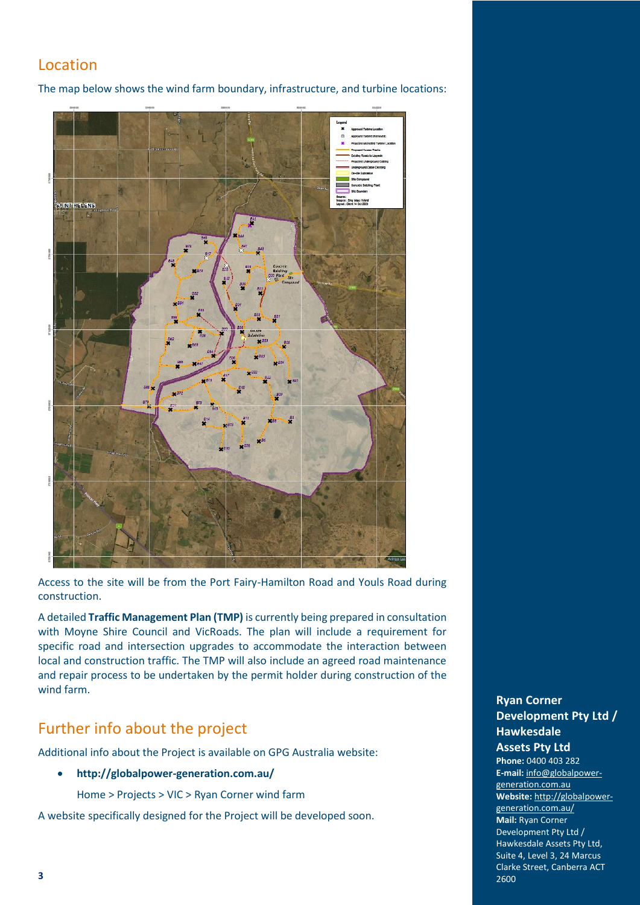## Location

The map below shows the wind farm boundary, infrastructure, and turbine locations:

Access to the site will be from the Port Fairy-Hamilton Road and Youls Road during construction.

A detailed **Traffic Management Plan (TMP)** is currently being prepared in consultation with Moyne Shire Council and VicRoads. The plan will include a requirement for specific road and intersection upgrades to accommodate the interaction between local and construction traffic. The TMP will also include an agreed road maintenance and repair process to be undertaken by the permit holder during construction of the wind farm.

## Further info about the project

Additional info about the Project is available on GPG Australia website:

- **http://globalpower-generation.com.au/**

  Home > Projects > VIC > Ryan Corner wind farm

A website specifically designed for the Project will be developed soon.

**Ryan Corner Development Pty Ltd / Hawkesdale Assets Pty Ltd**
**Phone:** 0400 403 282
**E-mail:** info@globalpower-generation.com.au
**Website:** http://globalpower-generation.com.au/
**Mail:** Ryan Corner Development Pty Ltd / Hawkesdale Assets Pty Ltd, Suite 4, Level 3, 24 Marcus Clarke Street, Canberra ACT 2600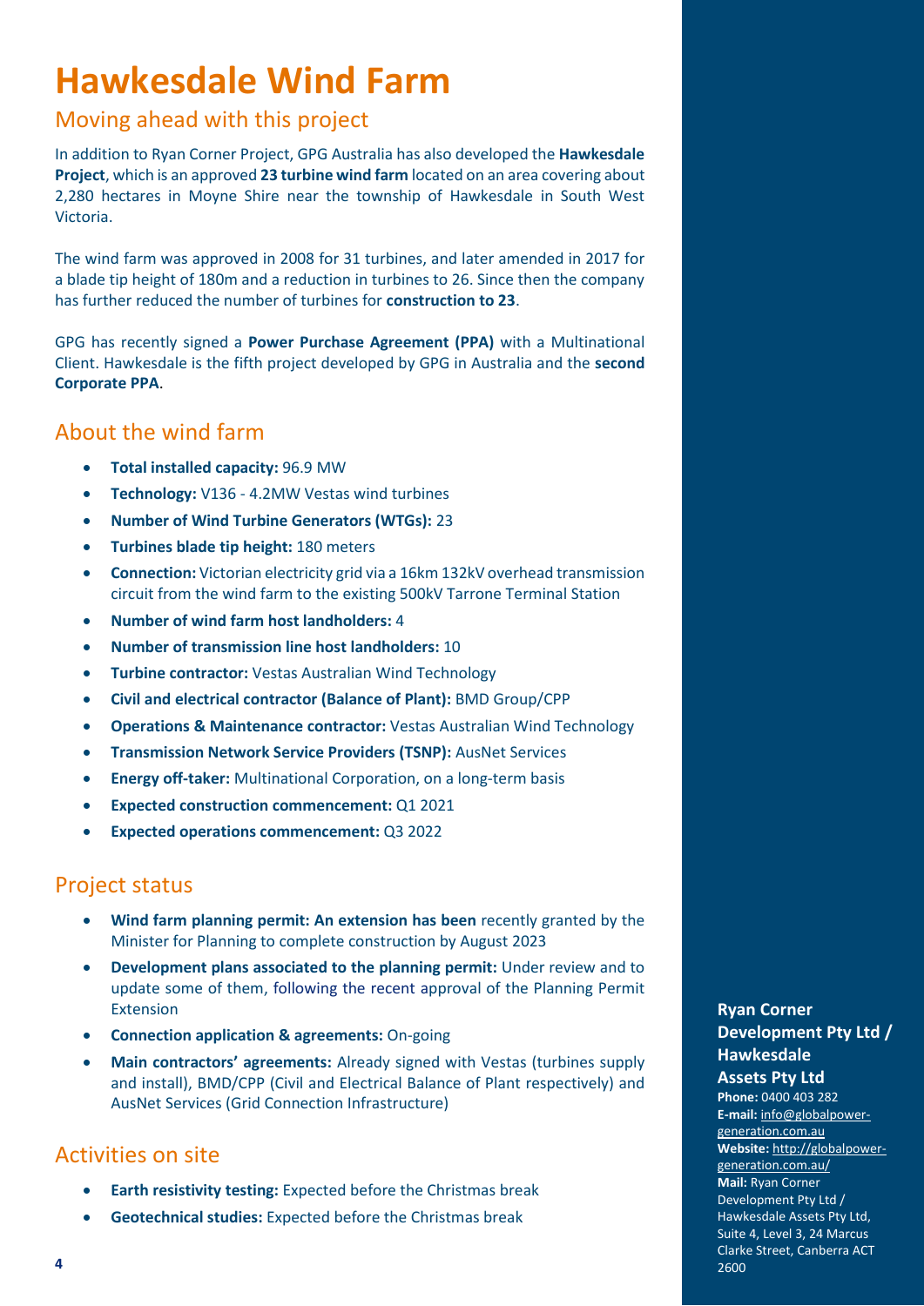# Hawkesdale Wind Farm

## Moving ahead with this project

In addition to Ryan Corner Project, GPG Australia has also developed the **Hawkesdale Project**, which is an approved **23 turbine wind farm** located on an area covering about 2,280 hectares in Moyne Shire near the township of Hawkesdale in South West Victoria.

The wind farm was approved in 2008 for 31 turbines, and later amended in 2017 for a blade tip height of 180m and a reduction in turbines to 26. Since then the company has further reduced the number of turbines for **construction to 23**.

GPG has recently signed a **Power Purchase Agreement (PPA)** with a Multinational Client. Hawkesdale is the fifth project developed by GPG in Australia and the **second Corporate PPA**.

## About the wind farm

- **Total installed capacity:** 96.9 MW
- **Technology:** V136 - 4.2MW Vestas wind turbines
- **Number of Wind Turbine Generators (WTGs):** 23
- **Turbines blade tip height:** 180 meters
- **Connection:** Victorian electricity grid via a 16km 132kV overhead transmission circuit from the wind farm to the existing 500kV Tarrone Terminal Station
- **Number of wind farm host landholders:** 4
- **Number of transmission line host landholders:** 10
- **Turbine contractor:** Vestas Australian Wind Technology
- **Civil and electrical contractor (Balance of Plant):** BMD Group/CPP
- **Operations & Maintenance contractor:** Vestas Australian Wind Technology
- **Transmission Network Service Providers (TSNP):** AusNet Services
- **Energy off-taker:** Multinational Corporation, on a long-term basis
- **Expected construction commencement:** Q1 2021
- **Expected operations commencement:** Q3 2022

## Project status

- **Wind farm planning permit: An extension has been** recently granted by the Minister for Planning to complete construction by August 2023
- **Development plans associated to the planning permit:** Under review and to update some of them, following the recent approval of the Planning Permit Extension
- **Connection application & agreements:** On-going
- **Main contractors' agreements:** Already signed with Vestas (turbines supply and install), BMD/CPP (Civil and Electrical Balance of Plant respectively) and AusNet Services (Grid Connection Infrastructure)

## Activities on site

- **Earth resistivity testing:** Expected before the Christmas break
- **Geotechnical studies:** Expected before the Christmas break

**Ryan Corner Development Pty Ltd / Hawkesdale Assets Pty Ltd**

**Phone:** 0400 403 282
**E-mail:** info@globalpower-generation.com.au
**Website:** http://globalpower-generation.com.au/
**Mail:** Ryan Corner Development Pty Ltd / Hawkesdale Assets Pty Ltd, Suite 4, Level 3, 24 Marcus Clarke Street, Canberra ACT 2600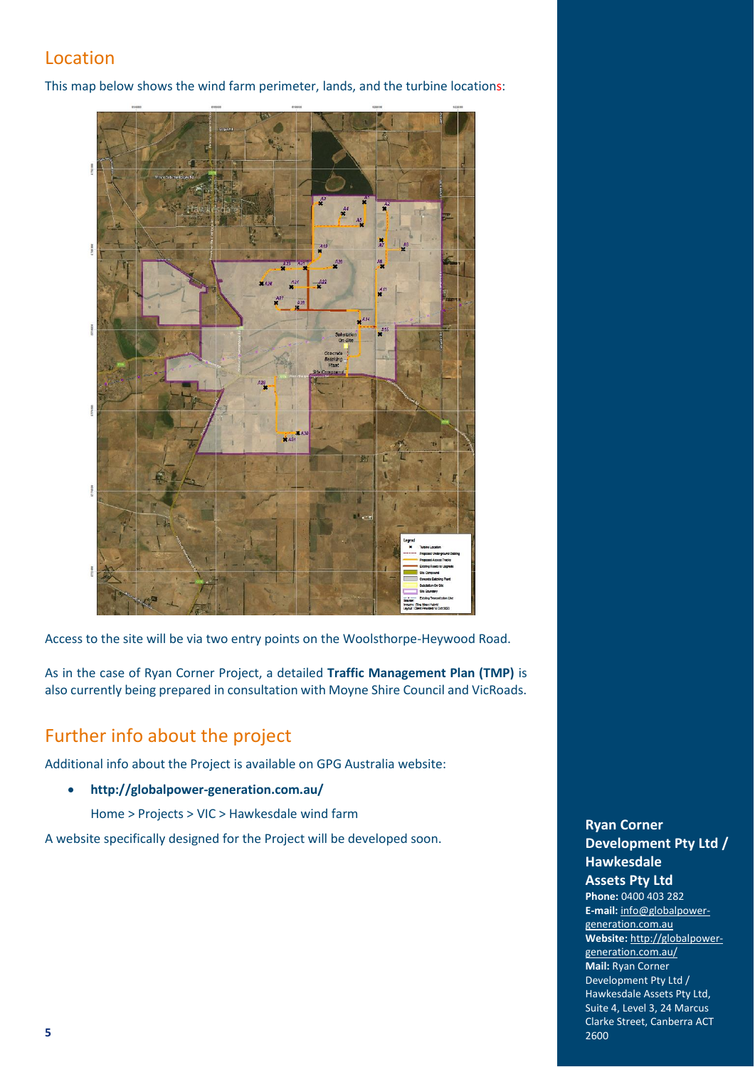## Location

This map below shows the wind farm perimeter, lands, and the turbine locations:

Access to the site will be via two entry points on the Woolsthorpe-Heywood Road.

As in the case of Ryan Corner Project, a detailed **Traffic Management Plan (TMP)** is also currently being prepared in consultation with Moyne Shire Council and VicRoads.

## Further info about the project

Additional info about the Project is available on GPG Australia website:

- **http://globalpower-generation.com.au/**

  Home > Projects > VIC > Hawkesdale wind farm

A website specifically designed for the Project will be developed soon.

**Ryan Corner Development Pty Ltd / Hawkesdale Assets Pty Ltd**
**Phone:** 0400 403 282
**E-mail:** info@globalpower-generation.com.au
**Website:** http://globalpower-generation.com.au/
**Mail:** Ryan Corner Development Pty Ltd / Hawkesdale Assets Pty Ltd, Suite 4, Level 3, 24 Marcus Clarke Street, Canberra ACT 2600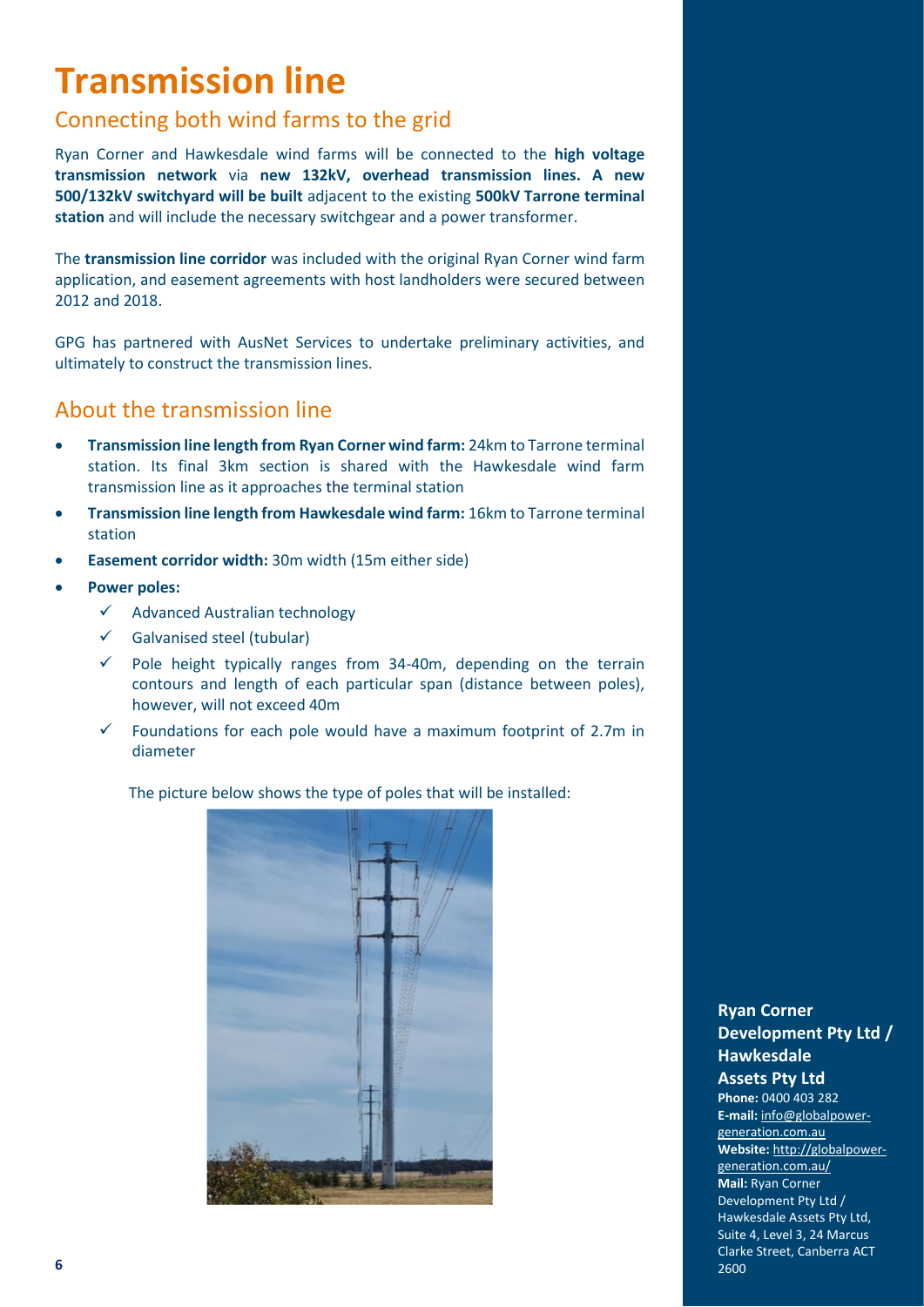# Transmission line

## Connecting both wind farms to the grid

Ryan Corner and Hawkesdale wind farms will be connected to the **high voltage transmission network** via **new 132kV, overhead transmission lines. A new 500/132kV switchyard will be built** adjacent to the existing **500kV Tarrone terminal station** and will include the necessary switchgear and a power transformer.

The **transmission line corridor** was included with the original Ryan Corner wind farm application, and easement agreements with host landholders were secured between 2012 and 2018.

GPG has partnered with AusNet Services to undertake preliminary activities, and ultimately to construct the transmission lines.

## About the transmission line

- **Transmission line length from Ryan Corner wind farm:** 24km to Tarrone terminal station. Its final 3km section is shared with the Hawkesdale wind farm transmission line as it approaches the terminal station
- **Transmission line length from Hawkesdale wind farm:** 16km to Tarrone terminal station
- **Easement corridor width:** 30m width (15m either side)
- **Power poles:**
  - ✓ Advanced Australian technology
  - ✓ Galvanised steel (tubular)
  - ✓ Pole height typically ranges from 34-40m, depending on the terrain contours and length of each particular span (distance between poles), however, will not exceed 40m
  - ✓ Foundations for each pole would have a maximum footprint of 2.7m in diameter

The picture below shows the type of poles that will be installed:

**Ryan Corner Development Pty Ltd / Hawkesdale Assets Pty Ltd**

**Phone:** 0400 403 282
**E-mail:** info@globalpower-generation.com.au
**Website:** http://globalpower-generation.com.au/
**Mail:** Ryan Corner Development Pty Ltd / Hawkesdale Assets Pty Ltd, Suite 4, Level 3, 24 Marcus Clarke Street, Canberra ACT 2600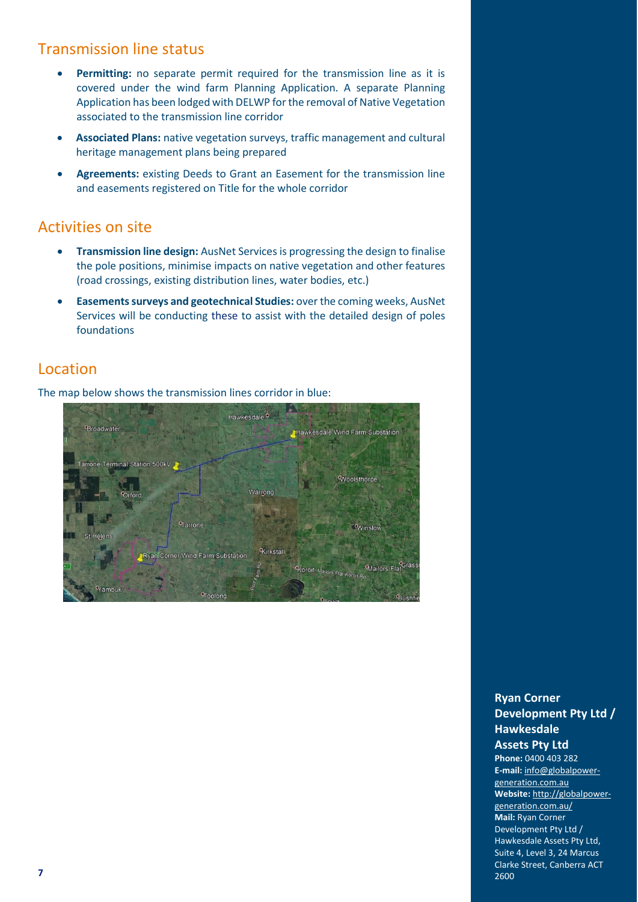## Transmission line status

- **Permitting:** no separate permit required for the transmission line as it is covered under the wind farm Planning Application. A separate Planning Application has been lodged with DELWP for the removal of Native Vegetation associated to the transmission line corridor
- **Associated Plans:** native vegetation surveys, traffic management and cultural heritage management plans being prepared
- **Agreements:** existing Deeds to Grant an Easement for the transmission line and easements registered on Title for the whole corridor

## Activities on site

- **Transmission line design:** AusNet Services is progressing the design to finalise the pole positions, minimise impacts on native vegetation and other features (road crossings, existing distribution lines, water bodies, etc.)
- **Easements surveys and geotechnical Studies:** over the coming weeks, AusNet Services will be conducting these to assist with the detailed design of poles foundations

## Location

The map below shows the transmission lines corridor in blue:

**Ryan Corner Development Pty Ltd / Hawkesdale Assets Pty Ltd**

**Phone:** 0400 403 282
**E-mail:** info@globalpower-generation.com.au
**Website:** http://globalpower-generation.com.au/
**Mail:** Ryan Corner Development Pty Ltd / Hawkesdale Assets Pty Ltd, Suite 4, Level 3, 24 Marcus Clarke Street, Canberra ACT 2600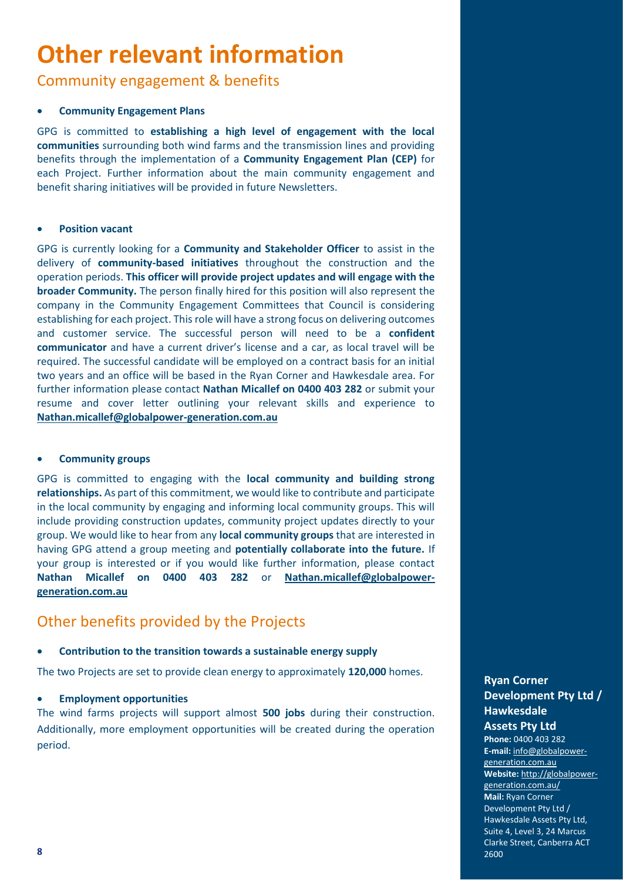# Other relevant information

## Community engagement & benefits

- **Community Engagement Plans**

GPG is committed to **establishing a high level of engagement with the local communities** surrounding both wind farms and the transmission lines and providing benefits through the implementation of a **Community Engagement Plan (CEP)** for each Project. Further information about the main community engagement and benefit sharing initiatives will be provided in future Newsletters.

- **Position vacant**

GPG is currently looking for a **Community and Stakeholder Officer** to assist in the delivery of **community-based initiatives** throughout the construction and the operation periods. **This officer will provide project updates and will engage with the broader Community.** The person finally hired for this position will also represent the company in the Community Engagement Committees that Council is considering establishing for each project. This role will have a strong focus on delivering outcomes and customer service. The successful person will need to be a **confident communicator** and have a current driver's license and a car, as local travel will be required. The successful candidate will be employed on a contract basis for an initial two years and an office will be based in the Ryan Corner and Hawkesdale area. For further information please contact **Nathan Micallef on 0400 403 282** or submit your resume and cover letter outlining your relevant skills and experience to **Nathan.micallef@globalpower-generation.com.au**

- **Community groups**

GPG is committed to engaging with the **local community and building strong relationships.** As part of this commitment, we would like to contribute and participate in the local community by engaging and informing local community groups. This will include providing construction updates, community project updates directly to your group. We would like to hear from any **local community groups** that are interested in having GPG attend a group meeting and **potentially collaborate into the future.** If your group is interested or if you would like further information, please contact **Nathan Micallef on 0400 403 282** or **Nathan.micallef@globalpower-generation.com.au**

## Other benefits provided by the Projects

- **Contribution to the transition towards a sustainable energy supply**

The two Projects are set to provide clean energy to approximately **120,000** homes.

- **Employment opportunities**

The wind farms projects will support almost **500 jobs** during their construction. Additionally, more employment opportunities will be created during the operation period.

**Ryan Corner Development Pty Ltd / Hawkesdale Assets Pty Ltd**

**Phone:** 0400 403 282
**E-mail:** info@globalpower-generation.com.au
**Website:** http://globalpower-generation.com.au/
**Mail:** Ryan Corner Development Pty Ltd / Hawkesdale Assets Pty Ltd, Suite 4, Level 3, 24 Marcus Clarke Street, Canberra ACT 2600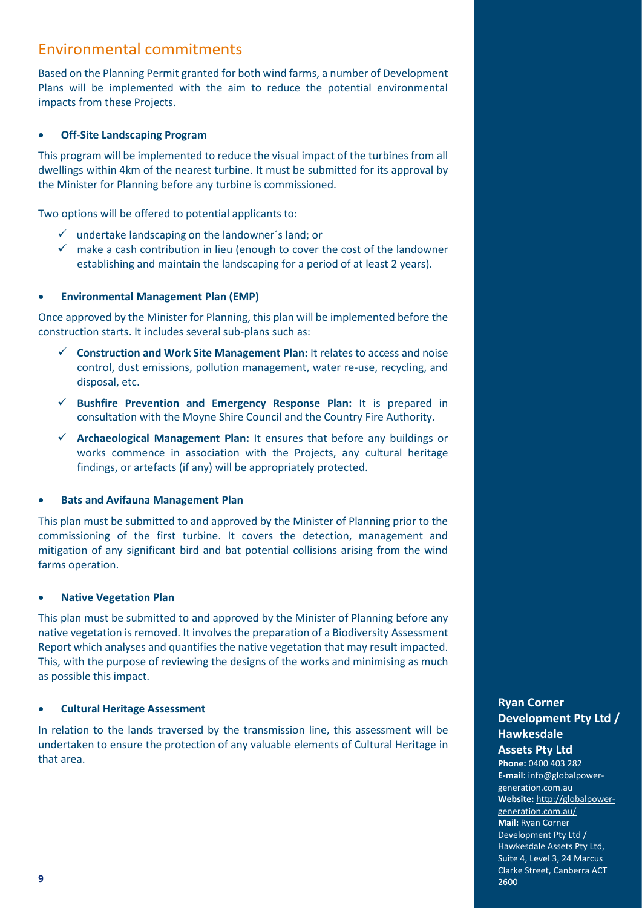## Environmental commitments

Based on the Planning Permit granted for both wind farms, a number of Development Plans will be implemented with the aim to reduce the potential environmental impacts from these Projects.

- **Off-Site Landscaping Program**

This program will be implemented to reduce the visual impact of the turbines from all dwellings within 4km of the nearest turbine. It must be submitted for its approval by the Minister for Planning before any turbine is commissioned.

Two options will be offered to potential applicants to:

- ✓ undertake landscaping on the landowner´s land; or
- ✓ make a cash contribution in lieu (enough to cover the cost of the landowner establishing and maintain the landscaping for a period of at least 2 years).

- **Environmental Management Plan (EMP)**

Once approved by the Minister for Planning, this plan will be implemented before the construction starts. It includes several sub-plans such as:

- ✓ **Construction and Work Site Management Plan:** It relates to access and noise control, dust emissions, pollution management, water re-use, recycling, and disposal, etc.
- ✓ **Bushfire Prevention and Emergency Response Plan:** It is prepared in consultation with the Moyne Shire Council and the Country Fire Authority.
- ✓ **Archaeological Management Plan:** It ensures that before any buildings or works commence in association with the Projects, any cultural heritage findings, or artefacts (if any) will be appropriately protected.

- **Bats and Avifauna Management Plan**

This plan must be submitted to and approved by the Minister of Planning prior to the commissioning of the first turbine. It covers the detection, management and mitigation of any significant bird and bat potential collisions arising from the wind farms operation.

- **Native Vegetation Plan**

This plan must be submitted to and approved by the Minister of Planning before any native vegetation is removed. It involves the preparation of a Biodiversity Assessment Report which analyses and quantifies the native vegetation that may result impacted. This, with the purpose of reviewing the designs of the works and minimising as much as possible this impact.

- **Cultural Heritage Assessment**

In relation to the lands traversed by the transmission line, this assessment will be undertaken to ensure the protection of any valuable elements of Cultural Heritage in that area.

**Ryan Corner Development Pty Ltd / Hawkesdale Assets Pty Ltd**

**Phone:** 0400 403 282
**E-mail:** info@globalpower-generation.com.au
**Website:** http://globalpower-generation.com.au/
**Mail:** Ryan Corner Development Pty Ltd / Hawkesdale Assets Pty Ltd, Suite 4, Level 3, 24 Marcus Clarke Street, Canberra ACT 2600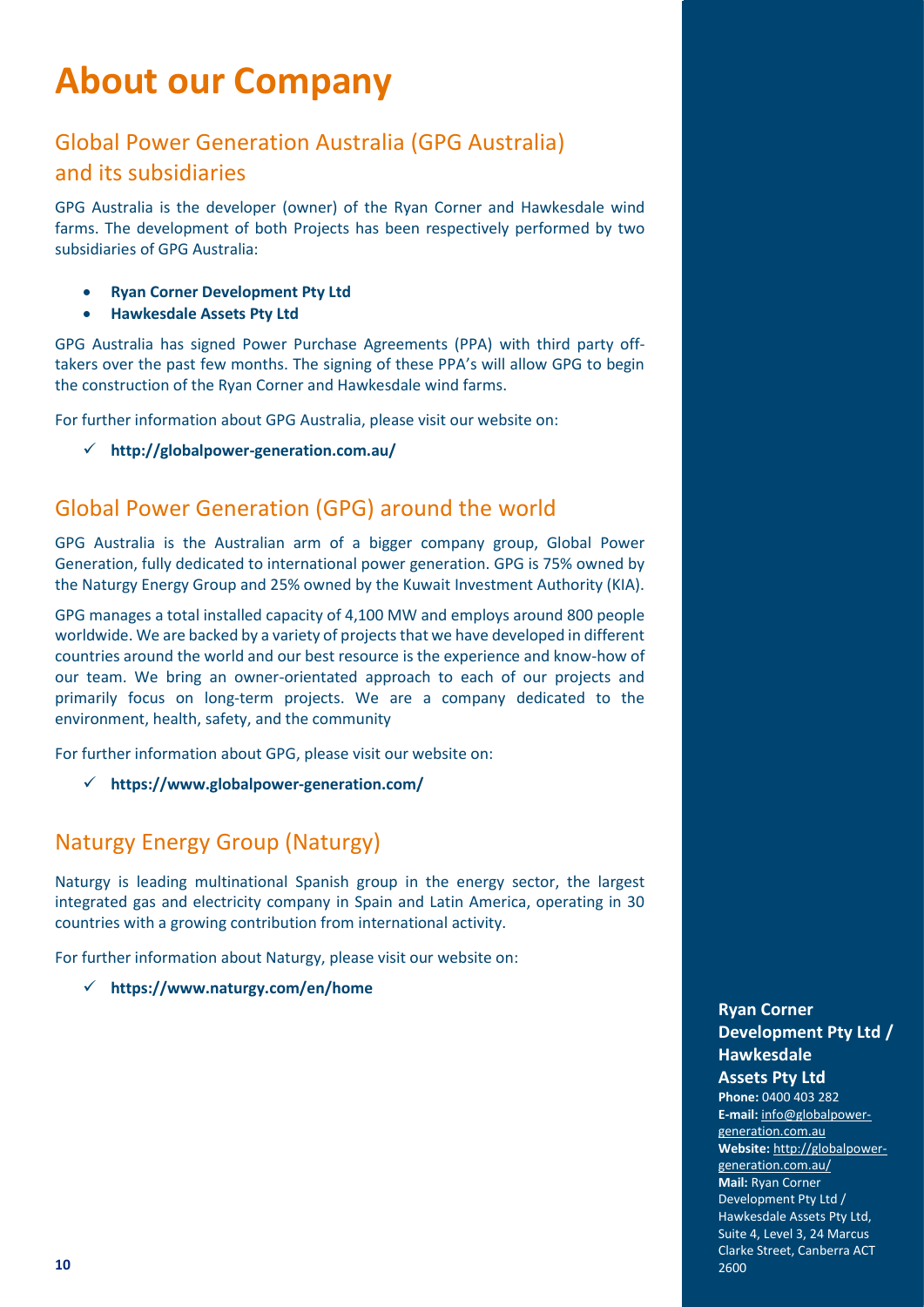# About our Company

## Global Power Generation Australia (GPG Australia) and its subsidiaries

GPG Australia is the developer (owner) of the Ryan Corner and Hawkesdale wind farms. The development of both Projects has been respectively performed by two subsidiaries of GPG Australia:

- **Ryan Corner Development Pty Ltd**
- **Hawkesdale Assets Pty Ltd**

GPG Australia has signed Power Purchase Agreements (PPA) with third party off-takers over the past few months. The signing of these PPA's will allow GPG to begin the construction of the Ryan Corner and Hawkesdale wind farms.

For further information about GPG Australia, please visit our website on:

- ✓ **http://globalpower-generation.com.au/**

## Global Power Generation (GPG) around the world

GPG Australia is the Australian arm of a bigger company group, Global Power Generation, fully dedicated to international power generation. GPG is 75% owned by the Naturgy Energy Group and 25% owned by the Kuwait Investment Authority (KIA).

GPG manages a total installed capacity of 4,100 MW and employs around 800 people worldwide. We are backed by a variety of projects that we have developed in different countries around the world and our best resource is the experience and know-how of our team. We bring an owner-orientated approach to each of our projects and primarily focus on long-term projects. We are a company dedicated to the environment, health, safety, and the community

For further information about GPG, please visit our website on:

- ✓ **https://www.globalpower-generation.com/**

## Naturgy Energy Group (Naturgy)

Naturgy is leading multinational Spanish group in the energy sector, the largest integrated gas and electricity company in Spain and Latin America, operating in 30 countries with a growing contribution from international activity.

For further information about Naturgy, please visit our website on:

- ✓ **https://www.naturgy.com/en/home**

**Ryan Corner Development Pty Ltd / Hawkesdale Assets Pty Ltd**

**Phone:** 0400 403 282
**E-mail:** info@globalpower-generation.com.au
**Website:** http://globalpower-generation.com.au/
**Mail:** Ryan Corner Development Pty Ltd / Hawkesdale Assets Pty Ltd, Suite 4, Level 3, 24 Marcus Clarke Street, Canberra ACT 2600